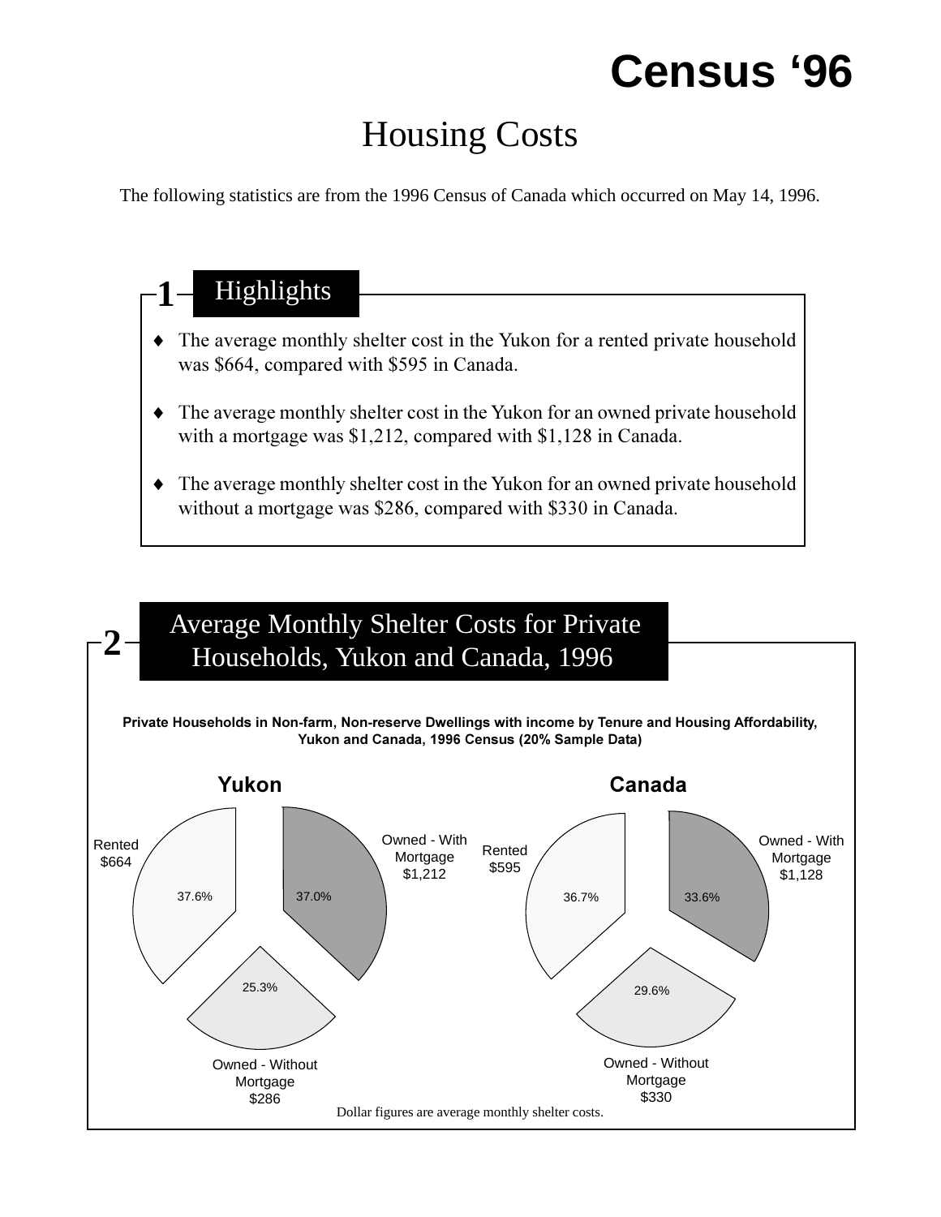# Census '96

## Housing Costs

The following statistics are from the 1996 Census of Canada which occurred on May 14, 1996.

### 1 Highlights

- The average monthly shelter cost in the Yukon for a rented private household was $664, compared with $595 in Canada.
- The average monthly shelter cost in the Yukon for an owned private household with a mortgage was $1,212, compared with $1,128 in Canada.
- The average monthly shelter cost in the Yukon for an owned private household without a mortgage was $286, compared with $330 in Canada.

### 2 Average Monthly Shelter Costs for Private Households, Yukon and Canada, 1996

**Private Households in Non-farm, Non-reserve Dwellings with income by Tenure and Housing Affordability, Yukon and Canada, 1996 Census (20% Sample Data)**

**Yukon**

| Tenure | Share | Average monthly shelter cost |
|---|---|---|
| Rented | 37.6% | $664 |
| Owned - With Mortgage | 37.0% | $1,212 |
| Owned - Without Mortgage | 25.3% | $286 |

**Canada**

| Tenure | Share | Average monthly shelter cost |
|---|---|---|
| Rented | 36.7% | $595 |
| Owned - With Mortgage | 33.6% | $1,128 |
| Owned - Without Mortgage | 29.6% | $330 |

Dollar figures are average monthly shelter costs.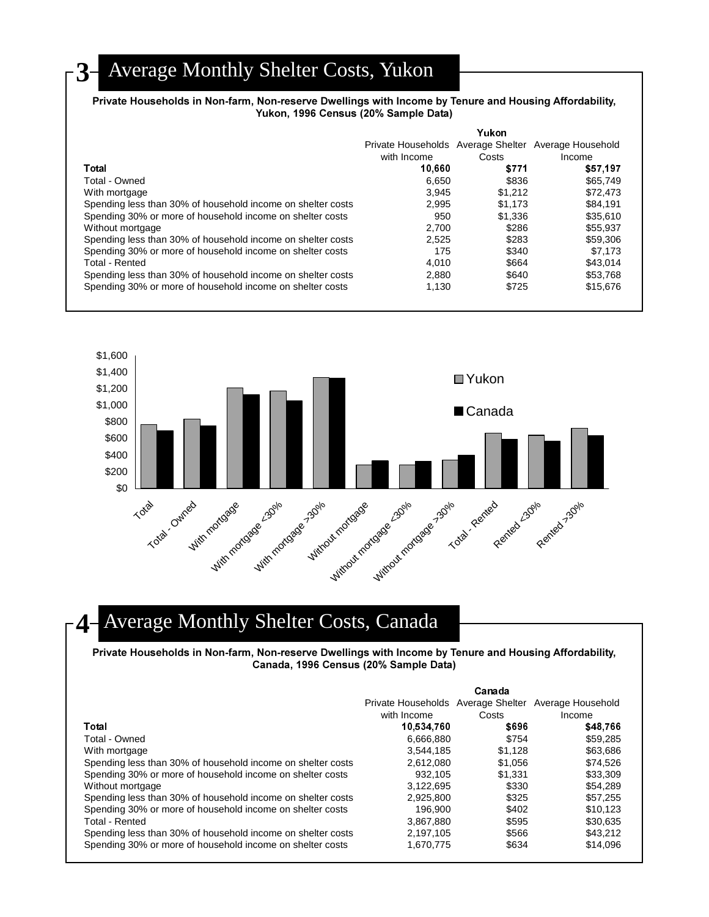## 3 Average Monthly Shelter Costs, Yukon

**Private Households in Non-farm, Non-reserve Dwellings with Income by Tenure and Housing Affordability, Yukon, 1996 Census (20% Sample Data)**

| | Yukon | | |
|---|---|---|---|
| | Private Households with Income | Average Shelter Costs | Average Household Income |
| **Total** | **10,660** | **$771** | **$57,197** |
| Total - Owned | 6,650 | $836 | $65,749 |
| With mortgage | 3,945 | $1,212 | $72,473 |
| Spending less than 30% of household income on shelter costs | 2,995 | $1,173 | $84,191 |
| Spending 30% or more of household income on shelter costs | 950 | $1,336 | $35,610 |
| Without mortgage | 2,700 | $286 | $55,937 |
| Spending less than 30% of household income on shelter costs | 2,525 | $283 | $59,306 |
| Spending 30% or more of household income on shelter costs | 175 | $340 | $7,173 |
| Total - Rented | 4,010 | $664 | $43,014 |
| Spending less than 30% of household income on shelter costs | 2,880 | $640 | $53,768 |
| Spending 30% or more of household income on shelter costs | 1,130 | $725 | $15,676 |

## 4 Average Monthly Shelter Costs, Canada

**Private Households in Non-farm, Non-reserve Dwellings with Income by Tenure and Housing Affordability, Canada, 1996 Census (20% Sample Data)**

| | Canada | | |
|---|---|---|---|
| | Private Households with Income | Average Shelter Costs | Average Household Income |
| **Total** | **10,534,760** | **$696** | **$48,766** |
| Total - Owned | 6,666,880 | $754 | $59,285 |
| With mortgage | 3,544,185 | $1,128 | $63,686 |
| Spending less than 30% of household income on shelter costs | 2,612,080 | $1,056 | $74,526 |
| Spending 30% or more of household income on shelter costs | 932,105 | $1,331 | $33,309 |
| Without mortgage | 3,122,695 | $330 | $54,289 |
| Spending less than 30% of household income on shelter costs | 2,925,800 | $325 | $57,255 |
| Spending 30% or more of household income on shelter costs | 196,900 | $402 | $10,123 |
| Total - Rented | 3,867,880 | $595 | $30,635 |
| Spending less than 30% of household income on shelter costs | 2,197,105 | $566 | $43,212 |
| Spending 30% or more of household income on shelter costs | 1,670,775 | $634 | $14,096 |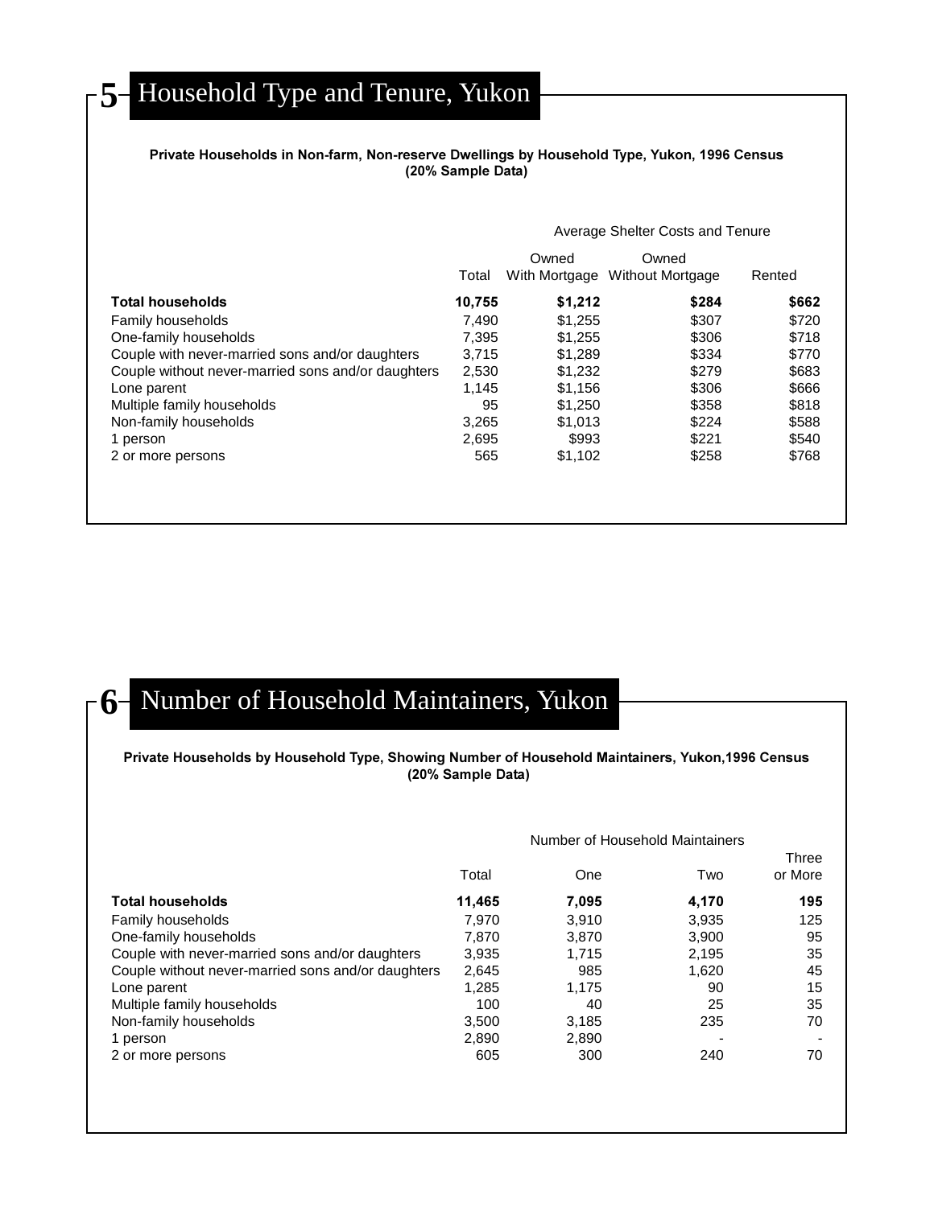## 5 Household Type and Tenure, Yukon

**Private Households in Non-farm, Non-reserve Dwellings by Household Type, Yukon, 1996 Census (20% Sample Data)**

| | Total | Average Shelter Costs and Tenure | | |
|---|---|---|---|---|
| | | Owned With Mortgage | Owned Without Mortgage | Rented |
| **Total households** | **10,755** | **$1,212** | **$284** | **$662** |
| Family households | 7,490 | $1,255 | $307 | $720 |
| One-family households | 7,395 | $1,255 | $306 | $718 |
| Couple with never-married sons and/or daughters | 3,715 | $1,289 | $334 | $770 |
| Couple without never-married sons and/or daughters | 2,530 | $1,232 | $279 | $683 |
| Lone parent | 1,145 | $1,156 | $306 | $666 |
| Multiple family households | 95 | $1,250 | $358 | $818 |
| Non-family households | 3,265 | $1,013 | $224 | $588 |
| 1 person | 2,695 | $993 | $221 | $540 |
| 2 or more persons | 565 | $1,102 | $258 | $768 |

## 6 Number of Household Maintainers, Yukon

**Private Households by Household Type, Showing Number of Household Maintainers, Yukon,1996 Census (20% Sample Data)**

| | Total | Number of Household Maintainers | | |
|---|---|---|---|---|
| | | One | Two | Three or More |
| **Total households** | **11,465** | **7,095** | **4,170** | **195** |
| Family households | 7,970 | 3,910 | 3,935 | 125 |
| One-family households | 7,870 | 3,870 | 3,900 | 95 |
| Couple with never-married sons and/or daughters | 3,935 | 1,715 | 2,195 | 35 |
| Couple without never-married sons and/or daughters | 2,645 | 985 | 1,620 | 45 |
| Lone parent | 1,285 | 1,175 | 90 | 15 |
| Multiple family households | 100 | 40 | 25 | 35 |
| Non-family households | 3,500 | 3,185 | 235 | 70 |
| 1 person | 2,890 | 2,890 | - | - |
| 2 or more persons | 605 | 300 | 240 | 70 |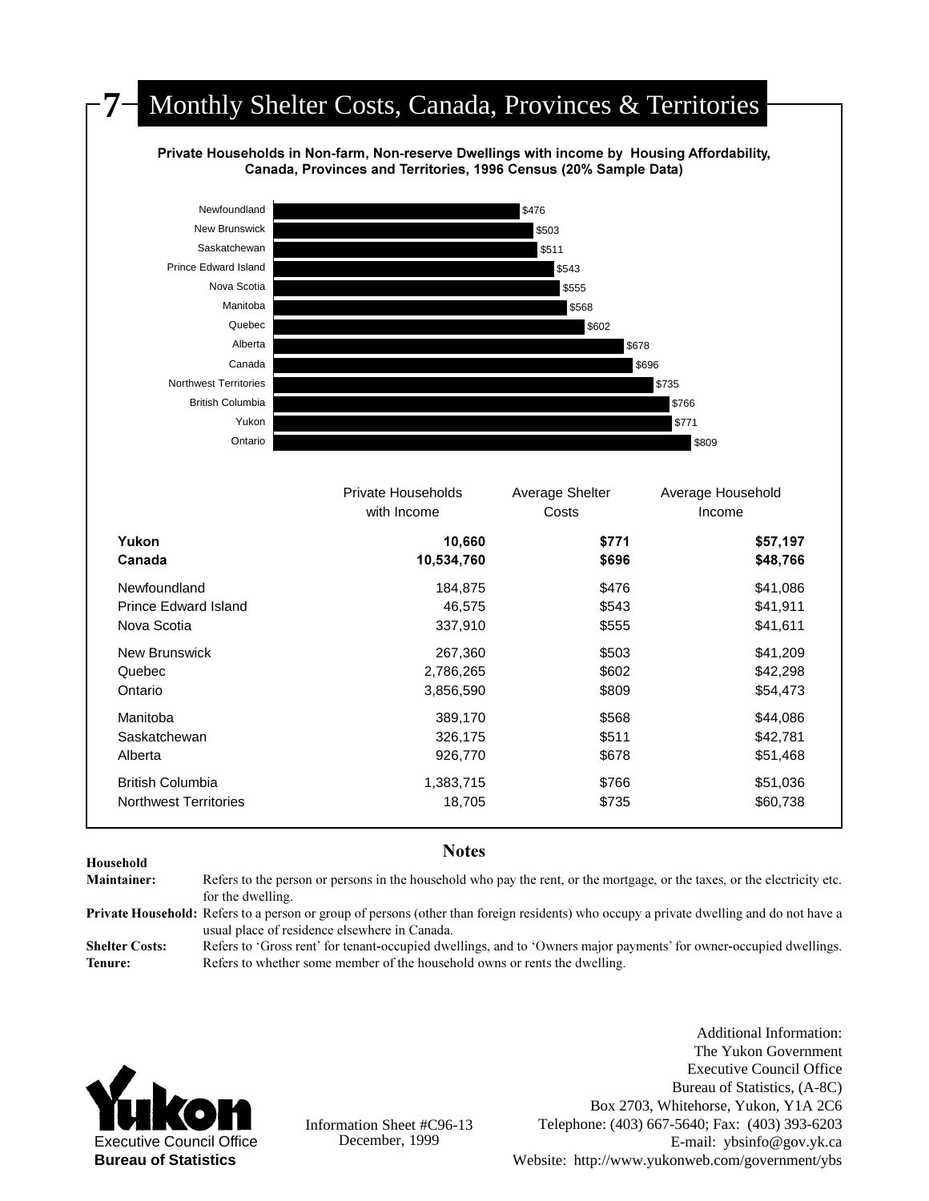# 7 Monthly Shelter Costs, Canada, Provinces & Territories

**Private Households in Non-farm, Non-reserve Dwellings with income by Housing Affordability, Canada, Provinces and Territories, 1996 Census (20% Sample Data)**

Newfoundland $476
New Brunswick $503
Saskatchewan $511
Prince Edward Island $543
Nova Scotia $555
Manitoba $568
Quebec $602
Alberta $678
Canada $696
Northwest Territories $735
British Columbia $766
Yukon $771
Ontario $809

| | Private Households with Income | Average Shelter Costs | Average Household Income |
|---|---|---|---|
| **Yukon** | **10,660** | **$771** | **$57,197** |
| **Canada** | **10,534,760** | **$696** | **$48,766** |
| Newfoundland | 184,875 | $476 | $41,086 |
| Prince Edward Island | 46,575 | $543 | $41,911 |
| Nova Scotia | 337,910 | $555 | $41,611 |
| New Brunswick | 267,360 | $503 | $41,209 |
| Quebec | 2,786,265 | $602 | $42,298 |
| Ontario | 3,856,590 | $809 | $54,473 |
| Manitoba | 389,170 | $568 | $44,086 |
| Saskatchewan | 326,175 | $511 | $42,781 |
| Alberta | 926,770 | $678 | $51,468 |
| British Columbia | 1,383,715 | $766 | $51,036 |
| Northwest Territories | 18,705 | $735 | $60,738 |

## Notes

**Household Maintainer:** Refers to the person or persons in the household who pay the rent, or the mortgage, or the taxes, or the electricity etc. for the dwelling.

**Private Household:** Refers to a person or group of persons (other than foreign residents) who occupy a private dwelling and do not have a usual place of residence elsewhere in Canada.

**Shelter Costs:** Refers to 'Gross rent' for tenant-occupied dwellings, and to 'Owners major payments' for owner-occupied dwellings.

**Tenure:** Refers to whether some member of the household owns or rents the dwelling.

Yukon
Executive Council Office
**Bureau of Statistics**

Information Sheet #C96-13
December, 1999

Additional Information:
The Yukon Government
Executive Council Office
Bureau of Statistics, (A-8C)
Box 2703, Whitehorse, Yukon, Y1A 2C6
Telephone: (403) 667-5640; Fax: (403) 393-6203
E-mail: ybsinfo@gov.yk.ca
Website: http://www.yukonweb.com/government/ybs